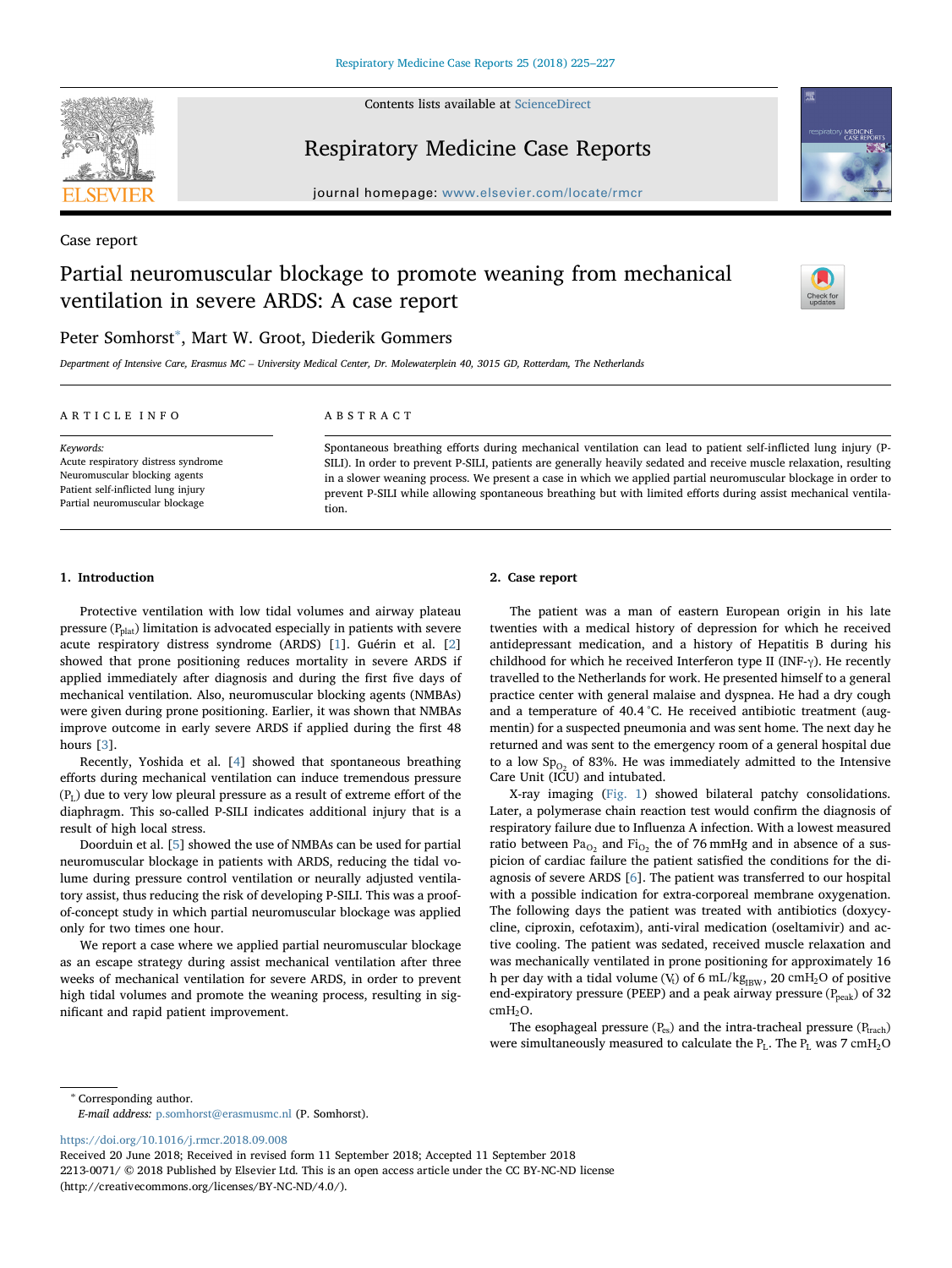Contents lists available at ScienceDirect

# Respiratory Medicine Case Reports

journal homepage: www.elsevier.com/locate/rmcr

Case report

# Partial neuromuscular blockage to promote weaning from mechanical ventilation in severe ARDS: A case report

Peter Somhorst*, Mart W. Groot, Diederik Gommers

*Department of Intensive Care, Erasmus MC – University Medical Center, Dr. Molewaterplein 40, 3015 GD, Rotterdam, The Netherlands*

ARTICLE INFO

*Keywords:*
Acute respiratory distress syndrome
Neuromuscular blocking agents
Patient self-inflicted lung injury
Partial neuromuscular blockage

ABSTRACT

Spontaneous breathing efforts during mechanical ventilation can lead to patient self-inflicted lung injury (P-SILI). In order to prevent P-SILI, patients are generally heavily sedated and receive muscle relaxation, resulting in a slower weaning process. We present a case in which we applied partial neuromuscular blockage in order to prevent P-SILI while allowing spontaneous breathing but with limited efforts during assist mechanical ventilation.

## 1. Introduction

Protective ventilation with low tidal volumes and airway plateau pressure ($P_{plat}$) limitation is advocated especially in patients with severe acute respiratory distress syndrome (ARDS) [1]. Guérin et al. [2] showed that prone positioning reduces mortality in severe ARDS if applied immediately after diagnosis and during the first five days of mechanical ventilation. Also, neuromuscular blocking agents (NMBAs) were given during prone positioning. Earlier, it was shown that NMBAs improve outcome in early severe ARDS if applied during the first 48 hours [3].

Recently, Yoshida et al. [4] showed that spontaneous breathing efforts during mechanical ventilation can induce tremendous pressure ($P_L$) due to very low pleural pressure as a result of extreme effort of the diaphragm. This so-called P-SILI indicates additional injury that is a result of high local stress.

Doorduin et al. [5] showed the use of NMBAs can be used for partial neuromuscular blockage in patients with ARDS, reducing the tidal volume during pressure control ventilation or neurally adjusted ventilatory assist, thus reducing the risk of developing P-SILI. This was a proof-of-concept study in which partial neuromuscular blockage was applied only for two times one hour.

We report a case where we applied partial neuromuscular blockage as an escape strategy during assist mechanical ventilation after three weeks of mechanical ventilation for severe ARDS, in order to prevent high tidal volumes and promote the weaning process, resulting in significant and rapid patient improvement.

## 2. Case report

The patient was a man of eastern European origin in his late twenties with a medical history of depression for which he received antidepressant medication, and a history of Hepatitis B during his childhood for which he received Interferon type II (INF-γ). He recently travelled to the Netherlands for work. He presented himself to a general practice center with general malaise and dyspnea. He had a dry cough and a temperature of 40.4 °C. He received antibiotic treatment (augmentin) for a suspected pneumonia and was sent home. The next day he returned and was sent to the emergency room of a general hospital due to a low $Sp_{O_2}$ of 83%. He was immediately admitted to the Intensive Care Unit (ICU) and intubated.

X-ray imaging (Fig. 1) showed bilateral patchy consolidations. Later, a polymerase chain reaction test would confirm the diagnosis of respiratory failure due to Influenza A infection. With a lowest measured ratio between $Pa_{O_2}$ and $Fi_{O_2}$ the of 76 mmHg and in absence of a suspicion of cardiac failure the patient satisfied the conditions for the diagnosis of severe ARDS [6]. The patient was transferred to our hospital with a possible indication for extra-corporeal membrane oxygenation. The following days the patient was treated with antibiotics (doxycycline, ciproxin, cefotaxim), anti-viral medication (oseltamivir) and active cooling. The patient was sedated, received muscle relaxation and was mechanically ventilated in prone positioning for approximately 16 h per day with a tidal volume ($V_t$) of 6 mL/$kg_{IBW}$, 20 $cmH_2O$ of positive end-expiratory pressure (PEEP) and a peak airway pressure ($P_{peak}$) of 32 $cmH_2O$.

The esophageal pressure ($P_{es}$) and the intra-tracheal pressure ($P_{trach}$) were simultaneously measured to calculate the $P_L$. The $P_L$ was 7 $cmH_2O$

\* Corresponding author.
*E-mail address:* p.somhorst@erasmusmc.nl (P. Somhorst).

https://doi.org/10.1016/j.rmcr.2018.09.008
Received 20 June 2018; Received in revised form 11 September 2018; Accepted 11 September 2018
2213-0071/ © 2018 Published by Elsevier Ltd. This is an open access article under the CC BY-NC-ND license (http://creativecommons.org/licenses/BY-NC-ND/4.0/).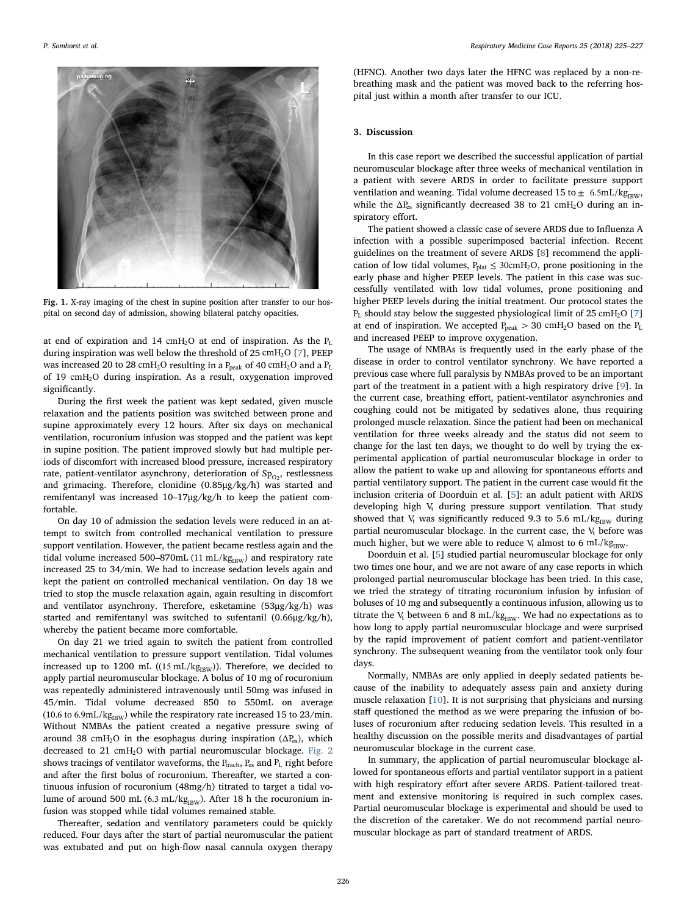Fig. 1. X-ray imaging of the chest in supine position after transfer to our hospital on second day of admission, showing bilateral patchy opacities.

at end of expiration and 14 $cmH_2O$ at end of inspiration. As the $P_L$ during inspiration was well below the threshold of 25 $cmH_2O$ [7], PEEP was increased 20 to 28 $cmH_2O$ resulting in a $P_{peak}$ of 40 $cmH_2O$ and a $P_L$ of 19 $cmH_2O$ during inspiration. As a result, oxygenation improved significantly.

During the first week the patient was kept sedated, given muscle relaxation and the patients position was switched between prone and supine approximately every 12 hours. After six days on mechanical ventilation, rocuronium infusion was stopped and the patient was kept in supine position. The patient improved slowly but had multiple periods of discomfort with increased blood pressure, increased respiratory rate, patient-ventilator asynchrony, deterioration of $Sp_{O_2}$, restlessness and grimacing. Therefore, clonidine (0.85μg/kg/h) was started and remifentanyl was increased 10–17μg/kg/h to keep the patient comfortable.

On day 10 of admission the sedation levels were reduced in an attempt to switch from controlled mechanical ventilation to pressure support ventilation. However, the patient became restless again and the tidal volume increased 500–870mL (11 $mL/kg_{IBW}$) and respiratory rate increased 25 to 34/min. We had to increase sedation levels again and kept the patient on controlled mechanical ventilation. On day 18 we tried to stop the muscle relaxation again, again resulting in discomfort and ventilator asynchrony. Therefore, esketamine (53μg/kg/h) was started and remifentanyl was switched to sufentanil (0.66μg/kg/h), whereby the patient became more comfortable.

On day 21 we tried again to switch the patient from controlled mechanical ventilation to pressure support ventilation. Tidal volumes increased up to 1200 mL ((15 $mL/kg_{IBW}$)). Therefore, we decided to apply partial neuromuscular blockage. A bolus of 10 mg of rocuronium was repeatedly administered intravenously until 50mg was infused in 45/min. Tidal volume decreased 850 to 550mL on average (10.6 to 6.9$mL/kg_{IBW}$) while the respiratory rate increased 15 to 23/min. Without NMBAs the patient created a negative pressure swing of around 38 $cmH_2O$ in the esophagus during inspiration ($\Delta P_{es}$), which decreased to 21 $cmH_2O$ with partial neuromuscular blockage. Fig. 2 shows tracings of ventilator waveforms, the $P_{trach}$, $P_{es}$ and $P_L$ right before and after the first bolus of rocuronium. Thereafter, we started a continuous infusion of rocuronium (48mg/h) titrated to target a tidal volume of around 500 mL (6.3 $mL/kg_{IBW}$). After 18 h the rocuronium infusion was stopped while tidal volumes remained stable.

Thereafter, sedation and ventilatory parameters could be quickly reduced. Four days after the start of partial neuromuscular the patient was extubated and put on high-flow nasal cannula oxygen therapy (HFNC). Another two days later the HFNC was replaced by a non-rebreathing mask and the patient was moved back to the referring hospital just within a month after transfer to our ICU.

## 3. Discussion

In this case report we described the successful application of partial neuromuscular blockage after three weeks of mechanical ventilation in a patient with severe ARDS in order to facilitate pressure support ventilation and weaning. Tidal volume decreased 15 to ± 6.5$mL/kg_{IBW}$, while the $\Delta P_{es}$ significantly decreased 38 to 21 $cmH_2O$ during an inspiratory effort.

The patient showed a classic case of severe ARDS due to Influenza A infection with a possible superimposed bacterial infection. Recent guidelines on the treatment of severe ARDS [8] recommend the application of low tidal volumes, $P_{plat} \leq 30cmH_2O$, prone positioning in the early phase and higher PEEP levels. The patient in this case was successfully ventilated with low tidal volumes, prone positioning and higher PEEP levels during the initial treatment. Our protocol states the $P_L$ should stay below the suggested physiological limit of 25 $cmH_2O$ [7] at end of inspiration. We accepted $P_{peak} > 30$ $cmH_2O$ based on the $P_L$ and increased PEEP to improve oxygenation.

The usage of NMBAs is frequently used in the early phase of the disease in order to control ventilator synchrony. We have reported a previous case where full paralysis by NMBAs proved to be an important part of the treatment in a patient with a high respiratory drive [9]. In the current case, breathing effort, patient-ventilator asynchronies and coughing could not be mitigated by sedatives alone, thus requiring prolonged muscle relaxation. Since the patient had been on mechanical ventilation for three weeks already and the status did not seem to change for the last ten days, we thought to do well by trying the experimental application of partial neuromuscular blockage in order to allow the patient to wake up and allowing for spontaneous efforts and partial ventilatory support. The patient in the current case would fit the inclusion criteria of Doorduin et al. [5]: an adult patient with ARDS developing high $V_t$ during pressure support ventilation. That study showed that $V_t$ was significantly reduced 9.3 to 5.6 $mL/kg_{IBW}$ during partial neuromuscular blockage. In the current case, the $V_t$ before was much higher, but we were able to reduce $V_t$ almost to 6 $mL/kg_{IBW}$.

Doorduin et al. [5] studied partial neuromuscular blockage for only two times one hour, and we are not aware of any case reports in which prolonged partial neuromuscular blockage has been tried. In this case, we tried the strategy of titrating rocuronium infusion by infusion of boluses of 10 mg and subsequently a continuous infusion, allowing us to titrate the $V_t$ between 6 and 8 $mL/kg_{IBW}$. We had no expectations as to how long to apply partial neuromuscular blockage and were surprised by the rapid improvement of patient comfort and patient-ventilator synchrony. The subsequent weaning from the ventilator took only four days.

Normally, NMBAs are only applied in deeply sedated patients because of the inability to adequately assess pain and anxiety during muscle relaxation [10]. It is not surprising that physicians and nursing staff questioned the method as we were preparing the infusion of boluses of rocuronium after reducing sedation levels. This resulted in a healthy discussion on the possible merits and disadvantages of partial neuromuscular blockage in the current case.

In summary, the application of partial neuromuscular blockage allowed for spontaneous efforts and partial ventilator support in a patient with high respiratory effort after severe ARDS. Patient-tailored treatment and extensive monitoring is required in such complex cases. Partial neuromuscular blockage is experimental and should be used to the discretion of the caretaker. We do not recommend partial neuromuscular blockage as part of standard treatment of ARDS.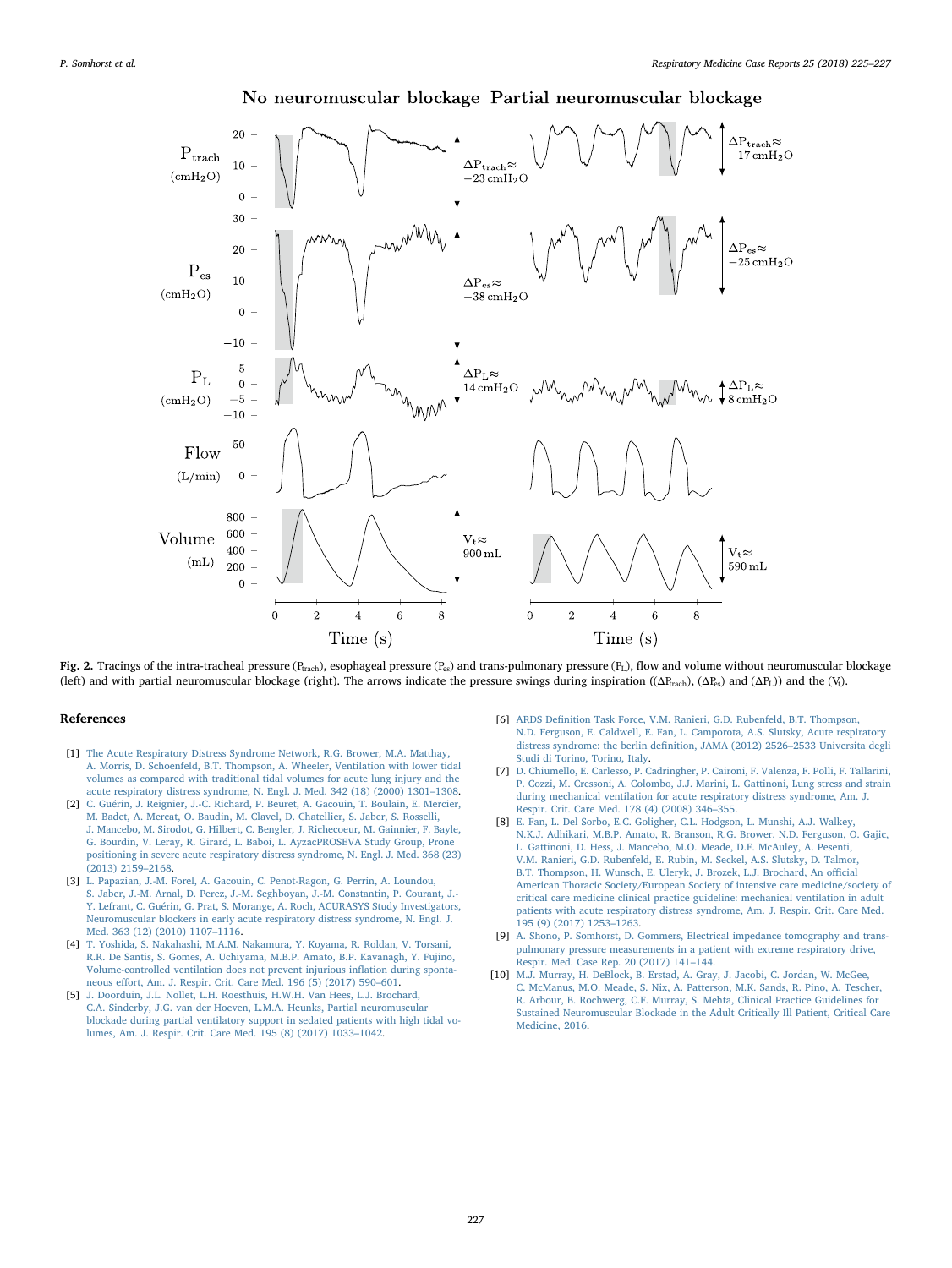No neuromuscular blockage

Partial neuromuscular blockage

$P_{trach}$ ($cmH_2O$)

$P_{es}$ ($cmH_2O$)

$P_L$ ($cmH_2O$)

Flow (L/min)

Volume (mL)

$\Delta P_{trach} \approx -23\,cmH_2O$

$\Delta P_{es} \approx -38\,cmH_2O$

$\Delta P_L \approx 14\,cmH_2O$

$V_t \approx 900\,mL$

$\Delta P_{trach} \approx -17\,cmH_2O$

$\Delta P_{es} \approx -25\,cmH_2O$

$\Delta P_L \approx 8\,cmH_2O$

$V_t \approx 590\,mL$

Time (s)

Time (s)

**Fig. 2.** Tracings of the intra-tracheal pressure ($P_{trach}$), esophageal pressure ($P_{es}$) and trans-pulmonary pressure ($P_L$), flow and volume without neuromuscular blockage (left) and with partial neuromuscular blockage (right). The arrows indicate the pressure swings during inspiration (($\Delta P_{trach}$), ($\Delta P_{es}$) and ($\Delta P_L$)) and the ($V_t$).

## References

[1] The Acute Respiratory Distress Syndrome Network, R.G. Brower, M.A. Matthay, A. Morris, D. Schoenfeld, B.T. Thompson, A. Wheeler, Ventilation with lower tidal volumes as compared with traditional tidal volumes for acute lung injury and the acute respiratory distress syndrome, N. Engl. J. Med. 342 (18) (2000) 1301–1308.

[2] C. Guérin, J. Reignier, J.-C. Richard, P. Beuret, A. Gacouin, T. Boulain, E. Mercier, M. Badet, A. Mercat, O. Baudin, M. Clavel, D. Chatellier, S. Jaber, S. Rosselli, J. Mancebo, M. Sirodot, G. Hilbert, C. Bengler, J. Richecoeur, M. Gainnier, F. Bayle, G. Bourdin, V. Leray, R. Girard, L. Baboi, L. AyzacPROSEVA Study Group, Prone positioning in severe acute respiratory distress syndrome, N. Engl. J. Med. 368 (23) (2013) 2159–2168.

[3] L. Papazian, J.-M. Forel, A. Gacouin, C. Penot-Ragon, G. Perrin, A. Loundou, S. Jaber, J.-M. Arnal, D. Perez, J.-M. Seghboyan, J.-M. Constantin, P. Courant, J.-Y. Lefrant, C. Guérin, G. Prat, S. Morange, A. Roch, ACURASYS Study Investigators, Neuromuscular blockers in early acute respiratory distress syndrome, N. Engl. J. Med. 363 (12) (2010) 1107–1116.

[4] T. Yoshida, S. Nakahashi, M.A.M. Nakamura, Y. Koyama, R. Roldan, V. Torsani, R.R. De Santis, S. Gomes, A. Uchiyama, M.B.P. Amato, B.P. Kavanagh, Y. Fujino, Volume-controlled ventilation does not prevent injurious inflation during spontaneous effort, Am. J. Respir. Crit. Care Med. 196 (5) (2017) 590–601.

[5] J. Doorduin, J.L. Nollet, L.H. Roesthuis, H.W.H. Van Hees, L.J. Brochard, C.A. Sinderby, J.G. van der Hoeven, L.M.A. Heunks, Partial neuromuscular blockade during partial ventilatory support in sedated patients with high tidal volumes, Am. J. Respir. Crit. Care Med. 195 (8) (2017) 1033–1042.

[6] ARDS Definition Task Force, V.M. Ranieri, G.D. Rubenfeld, B.T. Thompson, N.D. Ferguson, E. Caldwell, E. Fan, L. Camporota, A.S. Slutsky, Acute respiratory distress syndrome: the berlin definition, JAMA (2012) 2526–2533 Universita degli Studi di Torino, Torino, Italy.

[7] D. Chiumello, E. Carlesso, P. Cadringher, P. Caironi, F. Valenza, F. Polli, F. Tallarini, P. Cozzi, M. Cressoni, A. Colombo, J.J. Marini, L. Gattinoni, Lung stress and strain during mechanical ventilation for acute respiratory distress syndrome, Am. J. Respir. Crit. Care Med. 178 (4) (2008) 346–355.

[8] E. Fan, L. Del Sorbo, E.C. Goligher, C.L. Hodgson, L. Munshi, A.J. Walkey, N.K.J. Adhikari, M.B.P. Amato, R. Branson, R.G. Brower, N.D. Ferguson, O. Gajic, L. Gattinoni, D. Hess, J. Mancebo, M.O. Meade, D.F. McAuley, A. Pesenti, V.M. Ranieri, G.D. Rubenfeld, E. Rubin, M. Seckel, A.S. Slutsky, D. Talmor, B.T. Thompson, H. Wunsch, E. Uleryk, J. Brozek, L.J. Brochard, An official American Thoracic Society/European Society of intensive care medicine/society of critical care medicine clinical practice guideline: mechanical ventilation in adult patients with acute respiratory distress syndrome, Am. J. Respir. Crit. Care Med. 195 (9) (2017) 1253–1263.

[9] A. Shono, P. Somhorst, D. Gommers, Electrical impedance tomography and trans-pulmonary pressure measurements in a patient with extreme respiratory drive, Respir. Med. Case Rep. 20 (2017) 141–144.

[10] M.J. Murray, H. DeBlock, B. Erstad, A. Gray, J. Jacobi, C. Jordan, W. McGee, C. McManus, M.O. Meade, S. Nix, A. Patterson, M.K. Sands, R. Pino, A. Tescher, R. Arbour, B. Rochwerg, C.F. Murray, S. Mehta, Clinical Practice Guidelines for Sustained Neuromuscular Blockade in the Adult Critically Ill Patient, Critical Care Medicine, 2016.